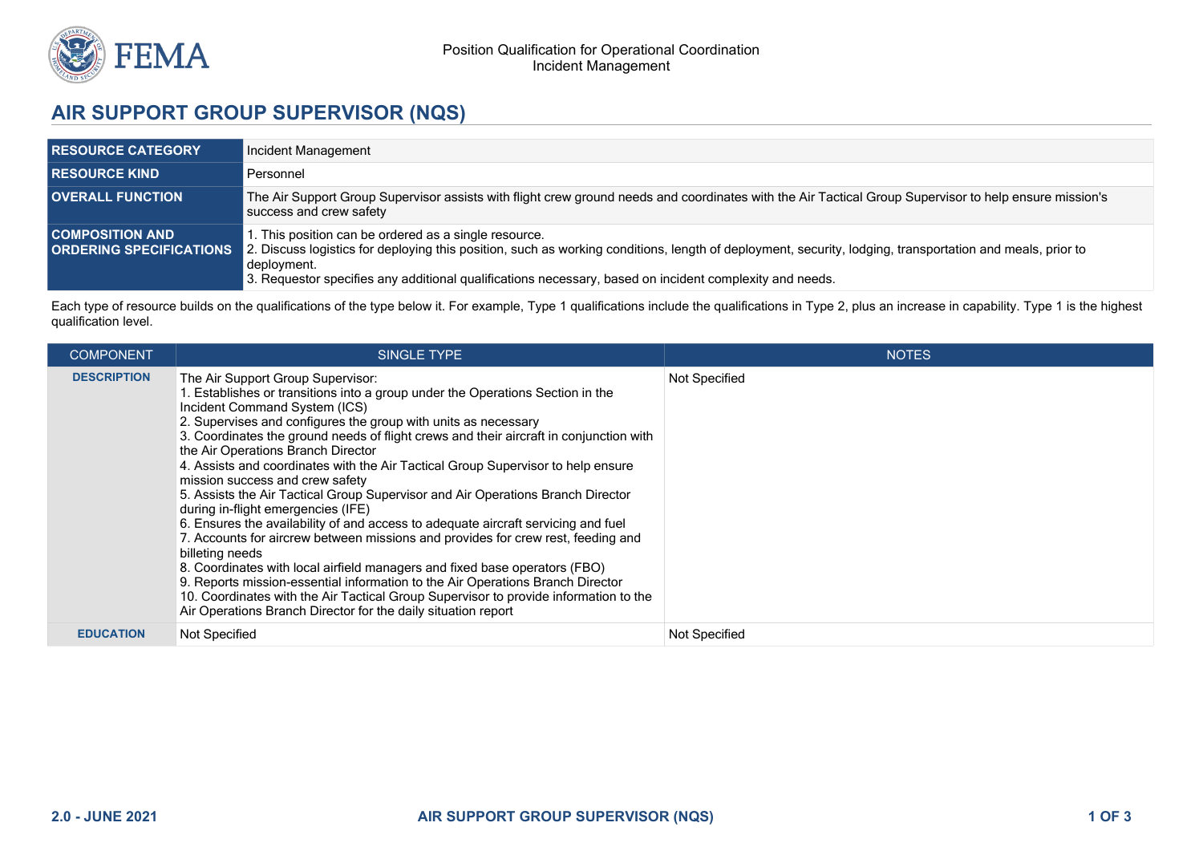# AIR SUPPORT GROUP SUPERVISOR (NQS)

| | |
|---|---|
| **RESOURCE CATEGORY** | Incident Management |
| **RESOURCE KIND** | Personnel |
| **OVERALL FUNCTION** | The Air Support Group Supervisor assists with flight crew ground needs and coordinates with the Air Tactical Group Supervisor to help ensure mission's success and crew safety |
| **COMPOSITION AND ORDERING SPECIFICATIONS** | 1. This position can be ordered as a single resource.<br>2. Discuss logistics for deploying this position, such as working conditions, length of deployment, security, lodging, transportation and meals, prior to deployment.<br>3. Requestor specifies any additional qualifications necessary, based on incident complexity and needs. |

Each type of resource builds on the qualifications of the type below it. For example, Type 1 qualifications include the qualifications in Type 2, plus an increase in capability. Type 1 is the highest qualification level.

| COMPONENT | SINGLE TYPE | NOTES |
|---|---|---|
| **DESCRIPTION** | The Air Support Group Supervisor:<br>1. Establishes or transitions into a group under the Operations Section in the Incident Command System (ICS)<br>2. Supervises and configures the group with units as necessary<br>3. Coordinates the ground needs of flight crews and their aircraft in conjunction with the Air Operations Branch Director<br>4. Assists and coordinates with the Air Tactical Group Supervisor to help ensure mission success and crew safety<br>5. Assists the Air Tactical Group Supervisor and Air Operations Branch Director during in-flight emergencies (IFE)<br>6. Ensures the availability of and access to adequate aircraft servicing and fuel<br>7. Accounts for aircrew between missions and provides for crew rest, feeding and billeting needs<br>8. Coordinates with local airfield managers and fixed base operators (FBO)<br>9. Reports mission-essential information to the Air Operations Branch Director<br>10. Coordinates with the Air Tactical Group Supervisor to provide information to the Air Operations Branch Director for the daily situation report | Not Specified |
| **EDUCATION** | Not Specified | Not Specified |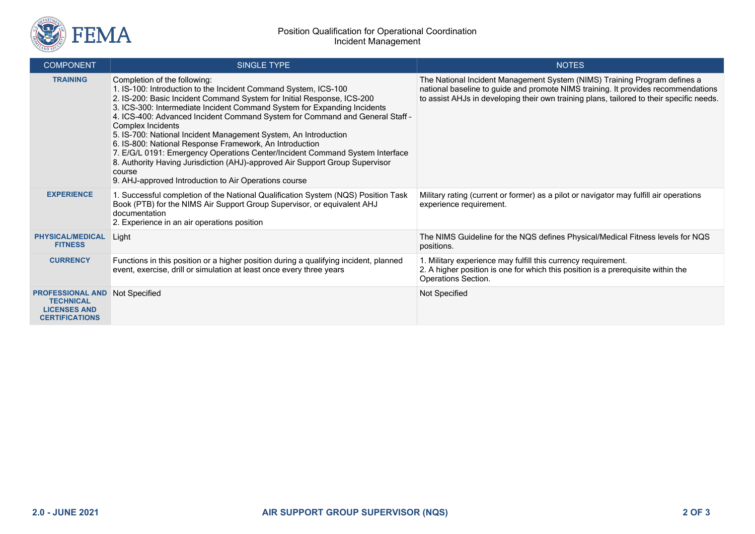| COMPONENT | SINGLE TYPE | NOTES |
|---|---|---|
| **TRAINING** | Completion of the following:<br>1. IS-100: Introduction to the Incident Command System, ICS-100<br>2. IS-200: Basic Incident Command System for Initial Response, ICS-200<br>3. ICS-300: Intermediate Incident Command System for Expanding Incidents<br>4. ICS-400: Advanced Incident Command System for Command and General Staff - Complex Incidents<br>5. IS-700: National Incident Management System, An Introduction<br>6. IS-800: National Response Framework, An Introduction<br>7. E/G/L 0191: Emergency Operations Center/Incident Command System Interface<br>8. Authority Having Jurisdiction (AHJ)-approved Air Support Group Supervisor course<br>9. AHJ-approved Introduction to Air Operations course | The National Incident Management System (NIMS) Training Program defines a national baseline to guide and promote NIMS training. It provides recommendations to assist AHJs in developing their own training plans, tailored to their specific needs. |
| **EXPERIENCE** | 1. Successful completion of the National Qualification System (NQS) Position Task Book (PTB) for the NIMS Air Support Group Supervisor, or equivalent AHJ documentation<br>2. Experience in an air operations position | Military rating (current or former) as a pilot or navigator may fulfill air operations experience requirement. |
| **PHYSICAL/MEDICAL FITNESS** | Light | The NIMS Guideline for the NQS defines Physical/Medical Fitness levels for NQS positions. |
| **CURRENCY** | Functions in this position or a higher position during a qualifying incident, planned event, exercise, drill or simulation at least once every three years | 1. Military experience may fulfill this currency requirement.<br>2. A higher position is one for which this position is a prerequisite within the Operations Section. |
| **PROFESSIONAL AND TECHNICAL LICENSES AND CERTIFICATIONS** | Not Specified | Not Specified |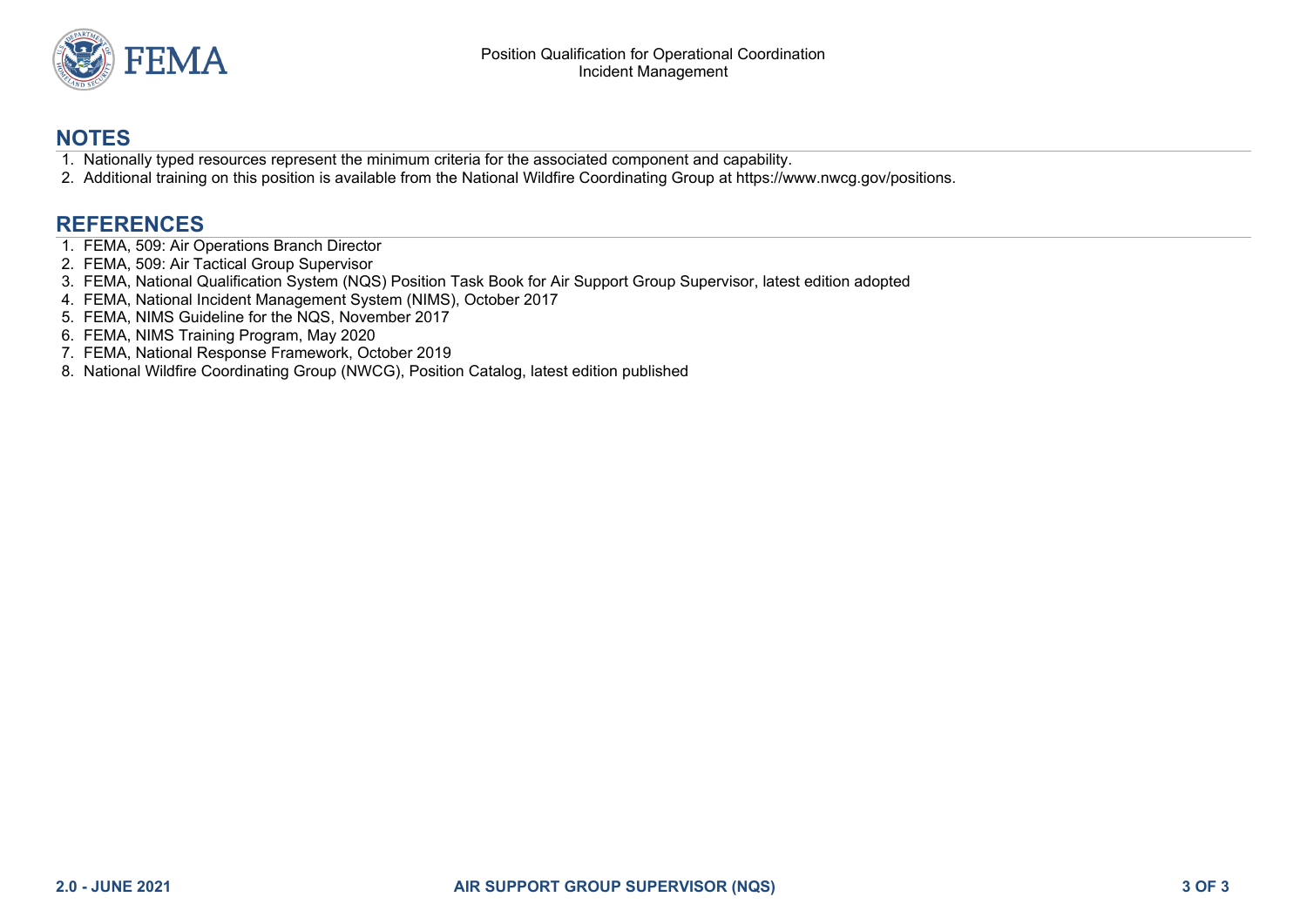## NOTES

1. Nationally typed resources represent the minimum criteria for the associated component and capability.
2. Additional training on this position is available from the National Wildfire Coordinating Group at https://www.nwcg.gov/positions.

## REFERENCES

1. FEMA, 509: Air Operations Branch Director
2. FEMA, 509: Air Tactical Group Supervisor
3. FEMA, National Qualification System (NQS) Position Task Book for Air Support Group Supervisor, latest edition adopted
4. FEMA, National Incident Management System (NIMS), October 2017
5. FEMA, NIMS Guideline for the NQS, November 2017
6. FEMA, NIMS Training Program, May 2020
7. FEMA, National Response Framework, October 2019
8. National Wildfire Coordinating Group (NWCG), Position Catalog, latest edition published